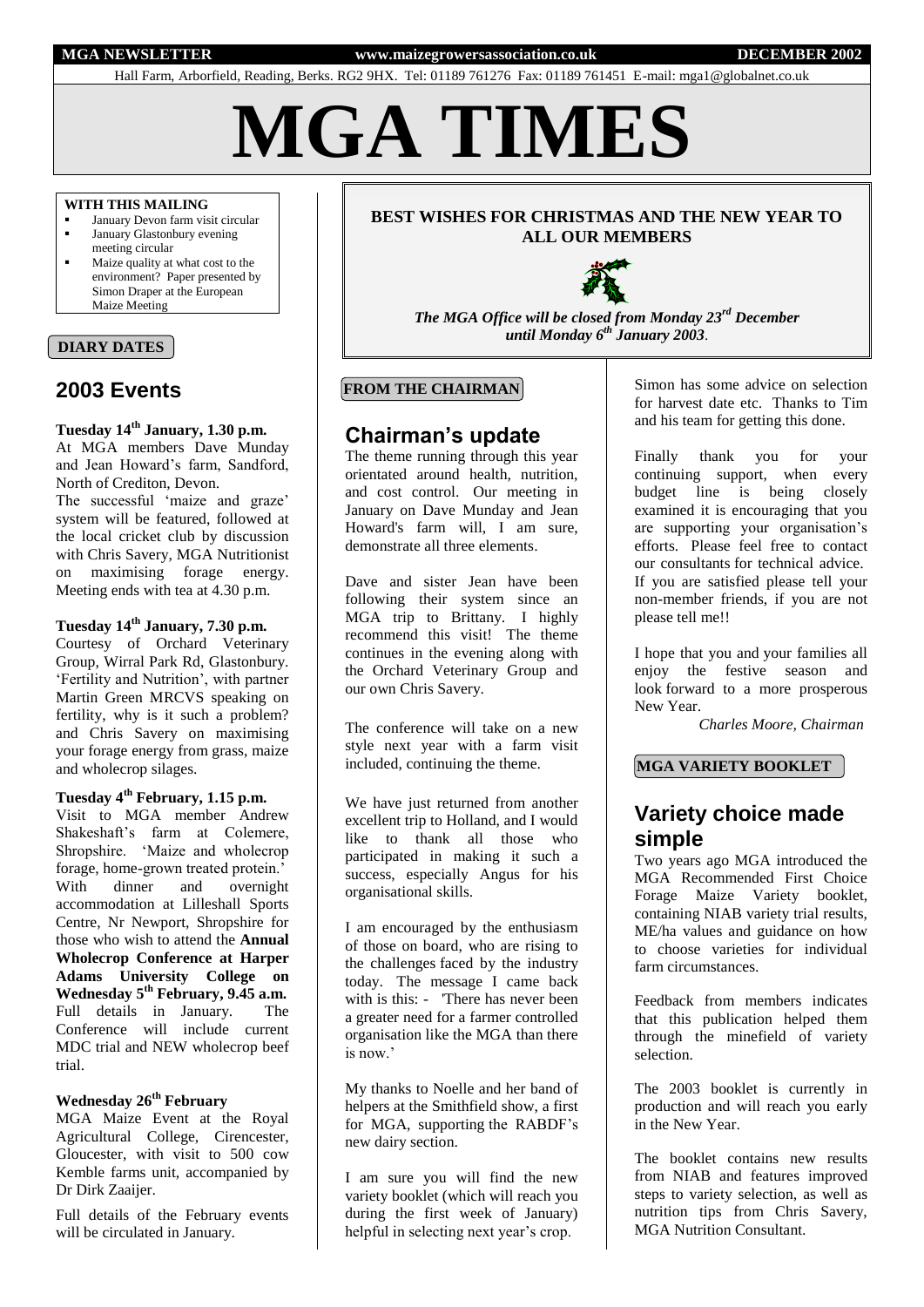MGA NEWSLETTER www.maizegrowersassociation.co.uk DECEMBER 2002

Hall Farm, Arborfield, Reading, Berks. RG2 9HX. Tel: 01189 761276 Fax: 01189 761451 E-mail: mga1@globalnet.co.uk

# MGA TIMES

**WITH THIS MAILING**

- January Devon farm visit circular
- January Glastonbury evening meeting circular
- Maize quality at what cost to the environment? Paper presented by Simon Draper at the European Maize Meeting

**DIARY DATES**

## 2003 Events

**Tuesday 14th January, 1.30 p.m.**

At MGA members Dave Munday and Jean Howard's farm, Sandford, North of Crediton, Devon.

The successful 'maize and graze' system will be featured, followed at the local cricket club by discussion with Chris Savery, MGA Nutritionist on maximising forage energy. Meeting ends with tea at 4.30 p.m.

**Tuesday 14th January, 7.30 p.m.**

Courtesy of Orchard Veterinary Group, Wirral Park Rd, Glastonbury. 'Fertility and Nutrition', with partner Martin Green MRCVS speaking on fertility, why is it such a problem? and Chris Savery on maximising your forage energy from grass, maize and wholecrop silages.

**Tuesday 4th February, 1.15 p.m.**

Visit to MGA member Andrew Shakeshaft's farm at Colemere, Shropshire. 'Maize and wholecrop forage, home-grown treated protein.' With dinner and overnight accommodation at Lilleshall Sports Centre, Nr Newport, Shropshire for those who wish to attend the **Annual Wholecrop Conference at Harper Adams University College on Wednesday 5th February, 9.45 a.m.** Full details in January. The Conference will include current MDC trial and NEW wholecrop beef trial.

**Wednesday 26th February**

MGA Maize Event at the Royal Agricultural College, Cirencester, Gloucester, with visit to 500 cow Kemble farms unit, accompanied by Dr Dirk Zaaijer.

Full details of the February events will be circulated in January.

**BEST WISHES FOR CHRISTMAS AND THE NEW YEAR TO ALL OUR MEMBERS**

***The MGA Office will be closed from Monday 23rd December until Monday 6th January 2003*.**

**FROM THE CHAIRMAN**

## Chairman's update

The theme running through this year orientated around health, nutrition, and cost control. Our meeting in January on Dave Munday and Jean Howard's farm will, I am sure, demonstrate all three elements.

Dave and sister Jean have been following their system since an MGA trip to Brittany. I highly recommend this visit! The theme continues in the evening along with the Orchard Veterinary Group and our own Chris Savery.

The conference will take on a new style next year with a farm visit included, continuing the theme.

We have just returned from another excellent trip to Holland, and I would like to thank all those who participated in making it such a success, especially Angus for his organisational skills.

I am encouraged by the enthusiasm of those on board, who are rising to the challenges faced by the industry today. The message I came back with is this: - 'There has never been a greater need for a farmer controlled organisation like the MGA than there is now.'

My thanks to Noelle and her band of helpers at the Smithfield show, a first for MGA, supporting the RABDF's new dairy section.

I am sure you will find the new variety booklet (which will reach you during the first week of January) helpful in selecting next year's crop.

Simon has some advice on selection for harvest date etc. Thanks to Tim and his team for getting this done.

Finally thank you for your continuing support, when every budget line is being closely examined it is encouraging that you are supporting your organisation's efforts. Please feel free to contact our consultants for technical advice. If you are satisfied please tell your non-member friends, if you are not please tell me!!

I hope that you and your families all enjoy the festive season and look forward to a more prosperous New Year.

*Charles Moore, Chairman*

**MGA VARIETY BOOKLET**

## Variety choice made simple

Two years ago MGA introduced the MGA Recommended First Choice Forage Maize Variety booklet, containing NIAB variety trial results, ME/ha values and guidance on how to choose varieties for individual farm circumstances.

Feedback from members indicates that this publication helped them through the minefield of variety selection.

The 2003 booklet is currently in production and will reach you early in the New Year.

The booklet contains new results from NIAB and features improved steps to variety selection, as well as nutrition tips from Chris Savery, MGA Nutrition Consultant.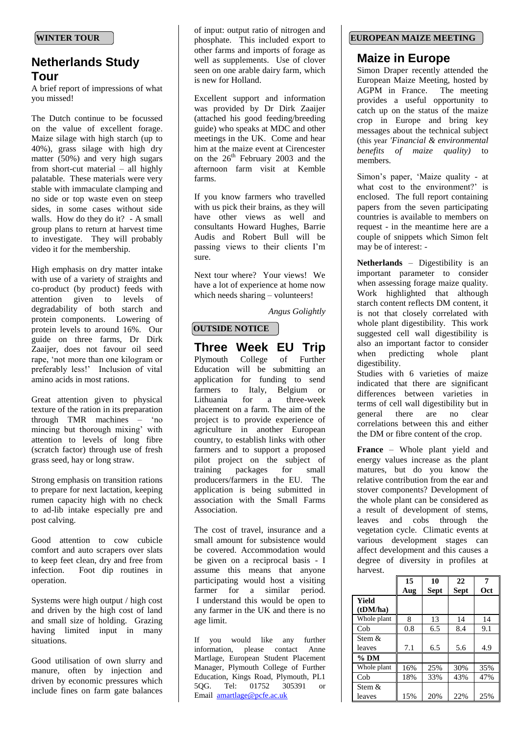WINTER TOUR

## Netherlands Study Tour

A brief report of impressions of what you missed!

The Dutch continue to be focussed on the value of excellent forage. Maize silage with high starch (up to 40%), grass silage with high dry matter (50%) and very high sugars from short-cut material – all highly palatable. These materials were very stable with immaculate clamping and no side or top waste even on steep sides, in some cases without side walls. How do they do it? - A small group plans to return at harvest time to investigate. They will probably video it for the membership.

High emphasis on dry matter intake with use of a variety of straights and co-product (by product) feeds with attention given to levels of degradability of both starch and protein components. Lowering of protein levels to around 16%. Our guide on three farms, Dr Dirk Zaaijer, does not favour oil seed rape, 'not more than one kilogram or preferably less!' Inclusion of vital amino acids in most rations.

Great attention given to physical texture of the ration in its preparation through TMR machines – 'no mincing but thorough mixing' with attention to levels of long fibre (scratch factor) through use of fresh grass seed, hay or long straw.

Strong emphasis on transition rations to prepare for next lactation, keeping rumen capacity high with no check to ad-lib intake especially pre and post calving.

Good attention to cow cubicle comfort and auto scrapers over slats to keep feet clean, dry and free from infection. Foot dip routines in operation.

Systems were high output / high cost and driven by the high cost of land and small size of holding. Grazing having limited input in many situations.

Good utilisation of own slurry and manure, often by injection and driven by economic pressures which include fines on farm gate balances of input: output ratio of nitrogen and phosphate. This included export to other farms and imports of forage as well as supplements. Use of clover seen on one arable dairy farm, which is new for Holland.

Excellent support and information was provided by Dr Dirk Zaaijer (attached his good feeding/breeding guide) who speaks at MDC and other meetings in the UK. Come and hear him at the maize event at Cirencester on the 26th February 2003 and the afternoon farm visit at Kemble farms.

If you know farmers who travelled with us pick their brains, as they will have other views as well and consultants Howard Hughes, Barrie Audis and Robert Bull will be passing views to their clients I'm sure.

Next tour where? Your views! We have a lot of experience at home now which needs sharing – volunteers!

*Angus Golightly*

OUTSIDE NOTICE

## Three Week EU Trip

Plymouth College of Further Education will be submitting an application for funding to send farmers to Italy, Belgium or Lithuania for a three-week placement on a farm. The aim of the project is to provide experience of agriculture in another European country, to establish links with other farmers and to support a proposed pilot project on the subject of training packages for small producers/farmers in the EU. The application is being submitted in association with the Small Farms Association.

The cost of travel, insurance and a small amount for subsistence would be covered. Accommodation would be given on a reciprocal basis - I assume this means that anyone participating would host a visiting farmer for a similar period. I understand this would be open to any farmer in the UK and there is no age limit.

If you would like any further information, please contact Anne Martlage, European Student Placement Manager, Plymouth College of Further Education, Kings Road, Plymouth, PL1 5QG. Tel: 01752 305391 or Email amartlage@pcfe.ac.uk

EUROPEAN MAIZE MEETING

## Maize in Europe

Simon Draper recently attended the European Maize Meeting, hosted by AGPM in France. The meeting provides a useful opportunity to catch up on the status of the maize crop in Europe and bring key messages about the technical subject (this year *'Financial & environmental benefits of maize quality)* to members.

Simon's paper, 'Maize quality - at what cost to the environment?' is enclosed. The full report containing papers from the seven participating countries is available to members on request - in the meantime here are a couple of snippets which Simon felt may be of interest: -

**Netherlands** – Digestibility is an important parameter to consider when assessing forage maize quality. Work highlighted that although starch content reflects DM content, it is not that closely correlated with whole plant digestibility. This work suggested cell wall digestibility is also an important factor to consider when predicting whole plant digestibility.

Studies with 6 varieties of maize indicated that there are significant differences between varieties in terms of cell wall digestibility but in general there are no clear correlations between this and either the DM or fibre content of the crop.

**France** – Whole plant yield and energy values increase as the plant matures, but do you know the relative contribution from the ear and stover components? Development of the whole plant can be considered as a result of development of stems, leaves and cobs through the vegetation cycle. Climatic events at various development stages can affect development and this causes a degree of diversity in profiles at harvest.

| | 15 Aug | 10 Sept | 22 Sept | 7 Oct |
|---|---|---|---|---|
| **Yield (tDM/ha)** | | | | |
| Whole plant | 8 | 13 | 14 | 14 |
| Cob | 0.8 | 6.5 | 8.4 | 9.1 |
| Stem & leaves | 7.1 | 6.5 | 5.6 | 4.9 |
| **% DM** | | | | |
| Whole plant | 16% | 25% | 30% | 35% |
| Cob | 18% | 33% | 43% | 47% |
| Stem & leaves | 15% | 20% | 22% | 25% |